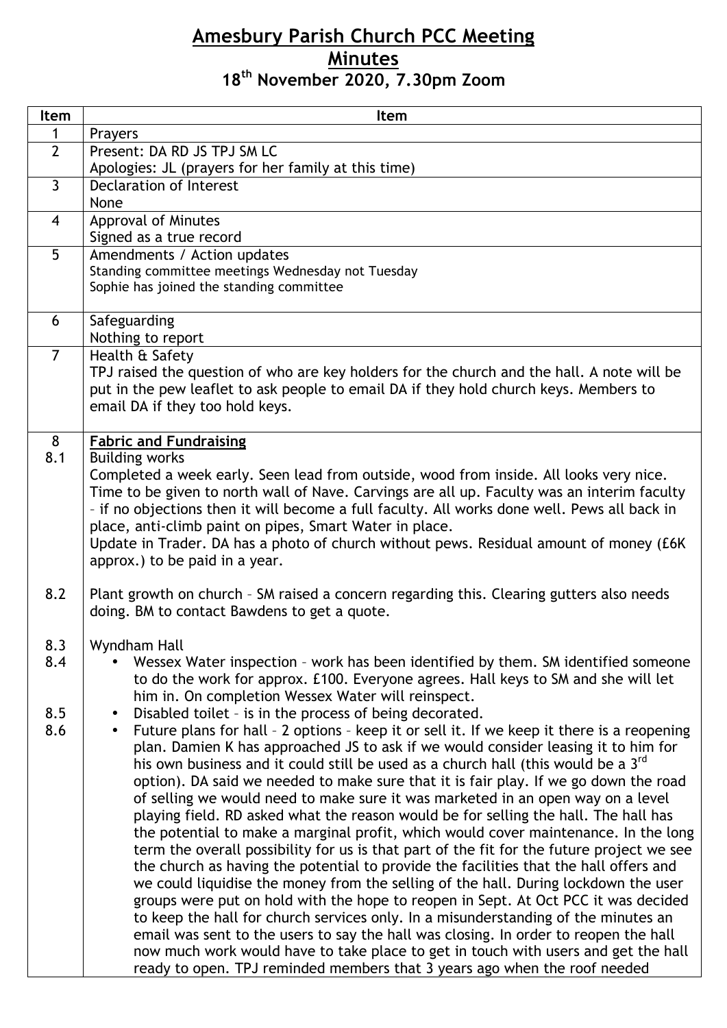# Amesbury Parish Church PCC Meeting

## Minutes

## 18th November 2020, 7.30pm Zoom

| Item | Item |
|---|---|
| 1 | Prayers |
| 2 | Present: DA RD JS TPJ SM LC<br>Apologies: JL (prayers for her family at this time) |
| 3 | Declaration of Interest<br>None |
| 4 | Approval of Minutes<br>Signed as a true record |
| 5 | Amendments / Action updates<br>Standing committee meetings Wednesday not Tuesday<br>Sophie has joined the standing committee |
| 6 | Safeguarding<br>Nothing to report |
| 7 | Health & Safety<br>TPJ raised the question of who are key holders for the church and the hall. A note will be put in the pew leaflet to ask people to email DA if they hold church keys. Members to email DA if they too hold keys. |
| 8 | **Fabric and Fundraising** |
| 8.1 | Building works<br>Completed a week early. Seen lead from outside, wood from inside. All looks very nice. Time to be given to north wall of Nave. Carvings are all up. Faculty was an interim faculty – if no objections then it will become a full faculty. All works done well. Pews all back in place, anti-climb paint on pipes, Smart Water in place.<br>Update in Trader. DA has a photo of church without pews. Residual amount of money (£6K approx.) to be paid in a year. |
| 8.2 | Plant growth on church – SM raised a concern regarding this. Clearing gutters also needs doing. BM to contact Bawdens to get a quote. |
| 8.3 | Wyndham Hall |
| 8.4 | • Wessex Water inspection – work has been identified by them. SM identified someone to do the work for approx. £100. Everyone agrees. Hall keys to SM and she will let him in. On completion Wessex Water will reinspect. |
| 8.5 | • Disabled toilet – is in the process of being decorated. |
| 8.6 | • Future plans for hall – 2 options – keep it or sell it. If we keep it there is a reopening plan. Damien K has approached JS to ask if we would consider leasing it to him for his own business and it could still be used as a church hall (this would be a 3rd option). DA said we needed to make sure that it is fair play. If we go down the road of selling we would need to make sure it was marketed in an open way on a level playing field. RD asked what the reason would be for selling the hall. The hall has the potential to make a marginal profit, which would cover maintenance. In the long term the overall possibility for us is that part of the fit for the future project we see the church as having the potential to provide the facilities that the hall offers and we could liquidise the money from the selling of the hall. During lockdown the user groups were put on hold with the hope to reopen in Sept. At Oct PCC it was decided to keep the hall for church services only. In a misunderstanding of the minutes an email was sent to the users to say the hall was closing. In order to reopen the hall now much work would have to take place to get in touch with users and get the hall ready to open. TPJ reminded members that 3 years ago when the roof needed |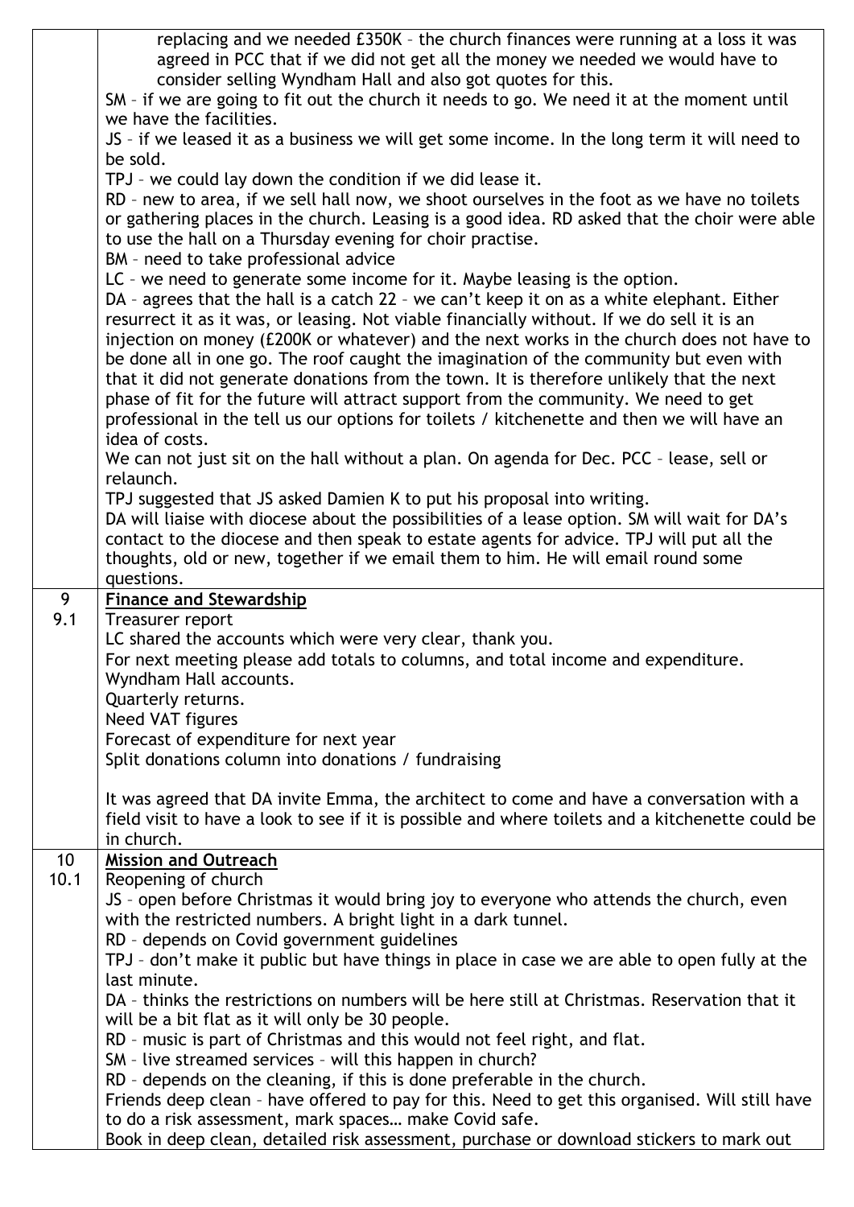| | |
|---|---|
| | replacing and we needed £350K – the church finances were running at a loss it was agreed in PCC that if we did not get all the money we needed we would have to consider selling Wyndham Hall and also got quotes for this.<br>SM – if we are going to fit out the church it needs to go. We need it at the moment until we have the facilities.<br>JS – if we leased it as a business we will get some income. In the long term it will need to be sold.<br>TPJ – we could lay down the condition if we did lease it.<br>RD – new to area, if we sell hall now, we shoot ourselves in the foot as we have no toilets or gathering places in the church. Leasing is a good idea. RD asked that the choir were able to use the hall on a Thursday evening for choir practise.<br>BM – need to take professional advice<br>LC – we need to generate some income for it. Maybe leasing is the option.<br>DA – agrees that the hall is a catch 22 – we can't keep it on as a white elephant. Either resurrect it as it was, or leasing. Not viable financially without. If we do sell it is an injection on money (£200K or whatever) and the next works in the church does not have to be done all in one go. The roof caught the imagination of the community but even with that it did not generate donations from the town. It is therefore unlikely that the next phase of fit for the future will attract support from the community. We need to get professional in the tell us our options for toilets / kitchenette and then we will have an idea of costs.<br>We can not just sit on the hall without a plan. On agenda for Dec. PCC – lease, sell or relaunch.<br>TPJ suggested that JS asked Damien K to put his proposal into writing.<br>DA will liaise with diocese about the possibilities of a lease option. SM will wait for DA's contact to the diocese and then speak to estate agents for advice. TPJ will put all the thoughts, old or new, together if we email them to him. He will email round some questions. |
| 9<br>9.1 | **Finance and Stewardship**<br>Treasurer report<br>LC shared the accounts which were very clear, thank you.<br>For next meeting please add totals to columns, and total income and expenditure.<br>Wyndham Hall accounts.<br>Quarterly returns.<br>Need VAT figures<br>Forecast of expenditure for next year<br>Split donations column into donations / fundraising<br><br>It was agreed that DA invite Emma, the architect to come and have a conversation with a field visit to have a look to see if it is possible and where toilets and a kitchenette could be in church. |
| 10<br>10.1 | **Mission and Outreach**<br>Reopening of church<br>JS – open before Christmas it would bring joy to everyone who attends the church, even with the restricted numbers. A bright light in a dark tunnel.<br>RD – depends on Covid government guidelines<br>TPJ – don't make it public but have things in place in case we are able to open fully at the last minute.<br>DA – thinks the restrictions on numbers will be here still at Christmas. Reservation that it will be a bit flat as it will only be 30 people.<br>RD – music is part of Christmas and this would not feel right, and flat.<br>SM – live streamed services – will this happen in church?<br>RD – depends on the cleaning, if this is done preferable in the church.<br>Friends deep clean – have offered to pay for this. Need to get this organised. Will still have to do a risk assessment, mark spaces… make Covid safe.<br>Book in deep clean, detailed risk assessment, purchase or download stickers to mark out |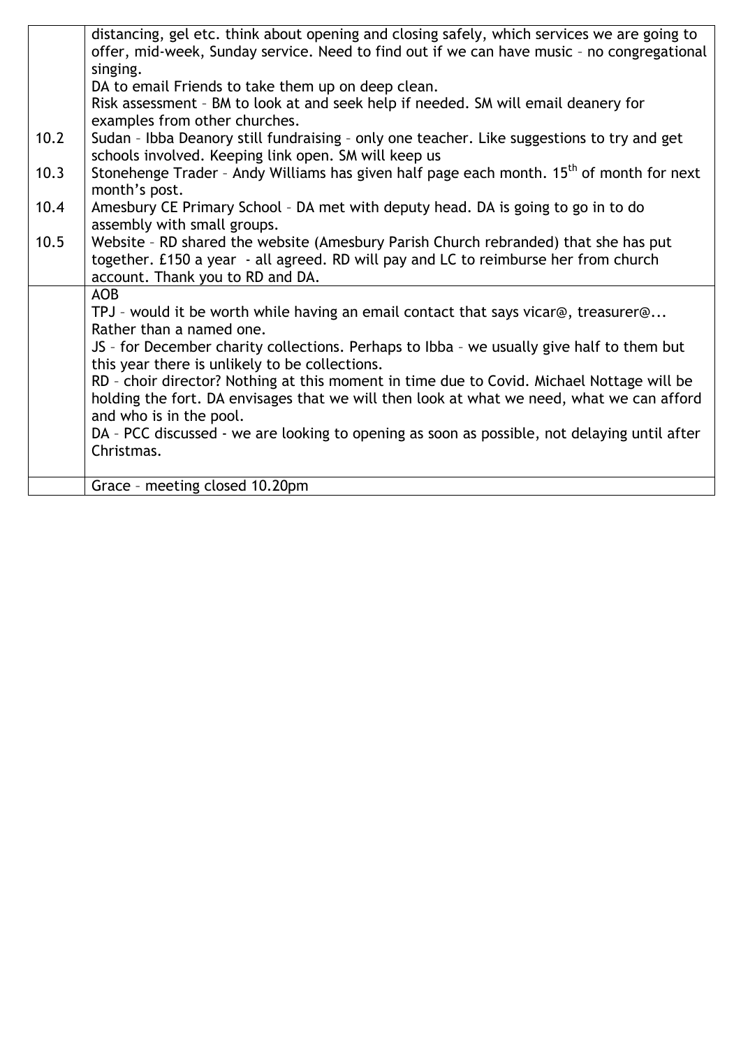| | |
|---|---|
| | distancing, gel etc. think about opening and closing safely, which services we are going to offer, mid-week, Sunday service. Need to find out if we can have music – no congregational singing.<br>DA to email Friends to take them up on deep clean.<br>Risk assessment – BM to look at and seek help if needed. SM will email deanery for examples from other churches. |
| 10.2 | Sudan – Ibba Deanory still fundraising – only one teacher. Like suggestions to try and get schools involved. Keeping link open. SM will keep us |
| 10.3 | Stonehenge Trader – Andy Williams has given half page each month. 15th of month for next month's post. |
| 10.4 | Amesbury CE Primary School – DA met with deputy head. DA is going to go in to do assembly with small groups. |
| 10.5 | Website – RD shared the website (Amesbury Parish Church rebranded) that she has put together. £150 a year - all agreed. RD will pay and LC to reimburse her from church account. Thank you to RD and DA. |
| | AOB<br>TPJ – would it be worth while having an email contact that says vicar@, treasurer@... Rather than a named one.<br>JS – for December charity collections. Perhaps to Ibba – we usually give half to them but this year there is unlikely to be collections.<br>RD – choir director? Nothing at this moment in time due to Covid. Michael Nottage will be holding the fort. DA envisages that we will then look at what we need, what we can afford and who is in the pool.<br>DA – PCC discussed - we are looking to opening as soon as possible, not delaying until after Christmas. |
| | Grace – meeting closed 10.20pm |